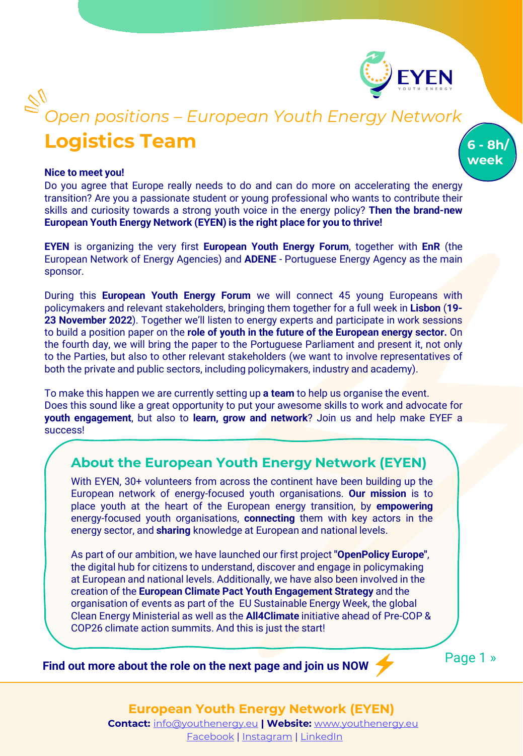*Open positions – European Youth Energy Network*

# Logistics Team

**6 - 8h/ week**

**Nice to meet you!**

Do you agree that Europe really needs to do and can do more on accelerating the energy transition? Are you a passionate student or young professional who wants to contribute their skills and curiosity towards a strong youth voice in the energy policy? **Then the brand-new European Youth Energy Network (EYEN) is the right place for you to thrive!**

**EYEN** is organizing the very first **European Youth Energy Forum**, together with **EnR** (the European Network of Energy Agencies) and **ADENE** - Portuguese Energy Agency as the main sponsor.

During this **European Youth Energy Forum** we will connect 45 young Europeans with policymakers and relevant stakeholders, bringing them together for a full week in **Lisbon** (**19-23 November 2022**). Together we'll listen to energy experts and participate in work sessions to build a position paper on the **role of youth in the future of the European energy sector.** On the fourth day, we will bring the paper to the Portuguese Parliament and present it, not only to the Parties, but also to other relevant stakeholders (we want to involve representatives of both the private and public sectors, including policymakers, industry and academy).

To make this happen we are currently setting up **a team** to help us organise the event.
Does this sound like a great opportunity to put your awesome skills to work and advocate for **youth engagement**, but also to **learn, grow and network**? Join us and help make EYEF a success!

## About the European Youth Energy Network (EYEN)

With EYEN, 30+ volunteers from across the continent have been building up the European network of energy-focused youth organisations. **Our mission** is to place youth at the heart of the European energy transition, by **empowering** energy-focused youth organisations, **connecting** them with key actors in the energy sector, and **sharing** knowledge at European and national levels.

As part of our ambition, we have launched our first project **"OpenPolicy Europe"**, the digital hub for citizens to understand, discover and engage in policymaking at European and national levels. Additionally, we have also been involved in the creation of the **European Climate Pact Youth Engagement Strategy** and the organisation of events as part of the EU Sustainable Energy Week, the global Clean Energy Ministerial as well as the **All4Climate** initiative ahead of Pre-COP & COP26 climate action summits. And this is just the start!

**Find out more about the role on the next page and join us NOW** ⚡

**European Youth Energy Network (EYEN)**
**Contact:** info@youthenergy.eu **| Website:** www.youthenergy.eu
Facebook | Instagram | LinkedIn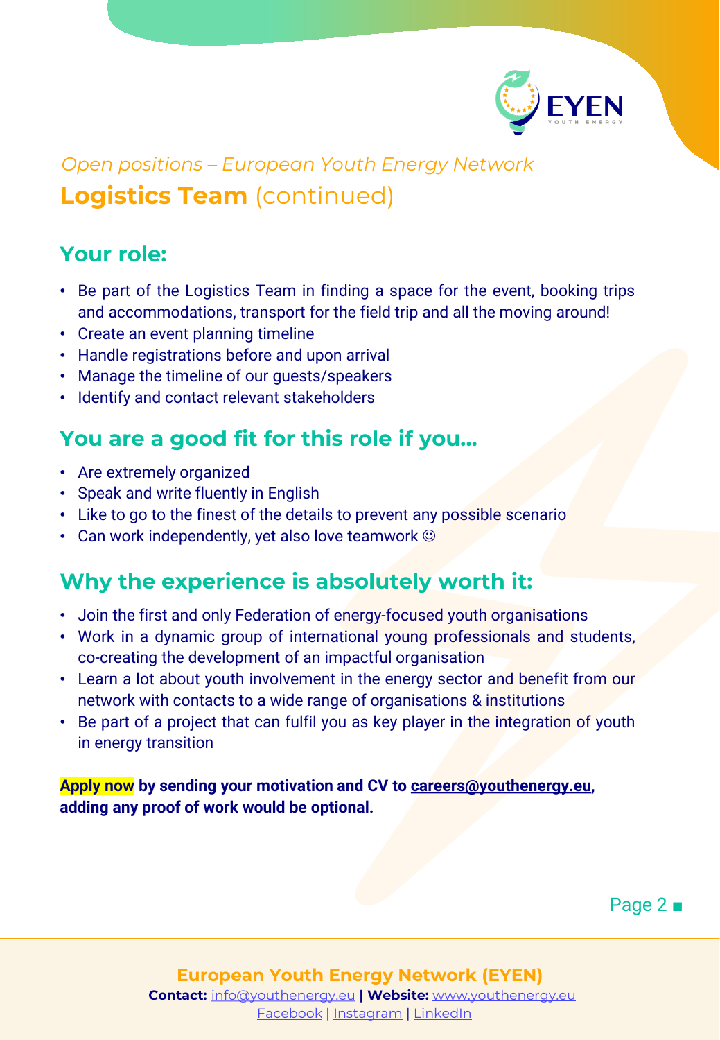*Open positions – European Youth Energy Network*

# **Logistics Team** (continued)

## Your role:

- Be part of the Logistics Team in finding a space for the event, booking trips and accommodations, transport for the field trip and all the moving around!
- Create an event planning timeline
- Handle registrations before and upon arrival
- Manage the timeline of our guests/speakers
- Identify and contact relevant stakeholders

## You are a good fit for this role if you…

- Are extremely organized
- Speak and write fluently in English
- Like to go to the finest of the details to prevent any possible scenario
- Can work independently, yet also love teamwork ☺

## Why the experience is absolutely worth it:

- Join the first and only Federation of energy-focused youth organisations
- Work in a dynamic group of international young professionals and students, co-creating the development of an impactful organisation
- Learn a lot about youth involvement in the energy sector and benefit from our network with contacts to a wide range of organisations & institutions
- Be part of a project that can fulfil you as key player in the integration of youth in energy transition

**Apply now by sending your motivation and CV to careers@youthenergy.eu, adding any proof of work would be optional.**

**European Youth Energy Network (EYEN)**
**Contact:** info@youthenergy.eu **| Website:** www.youthenergy.eu
Facebook | Instagram | LinkedIn